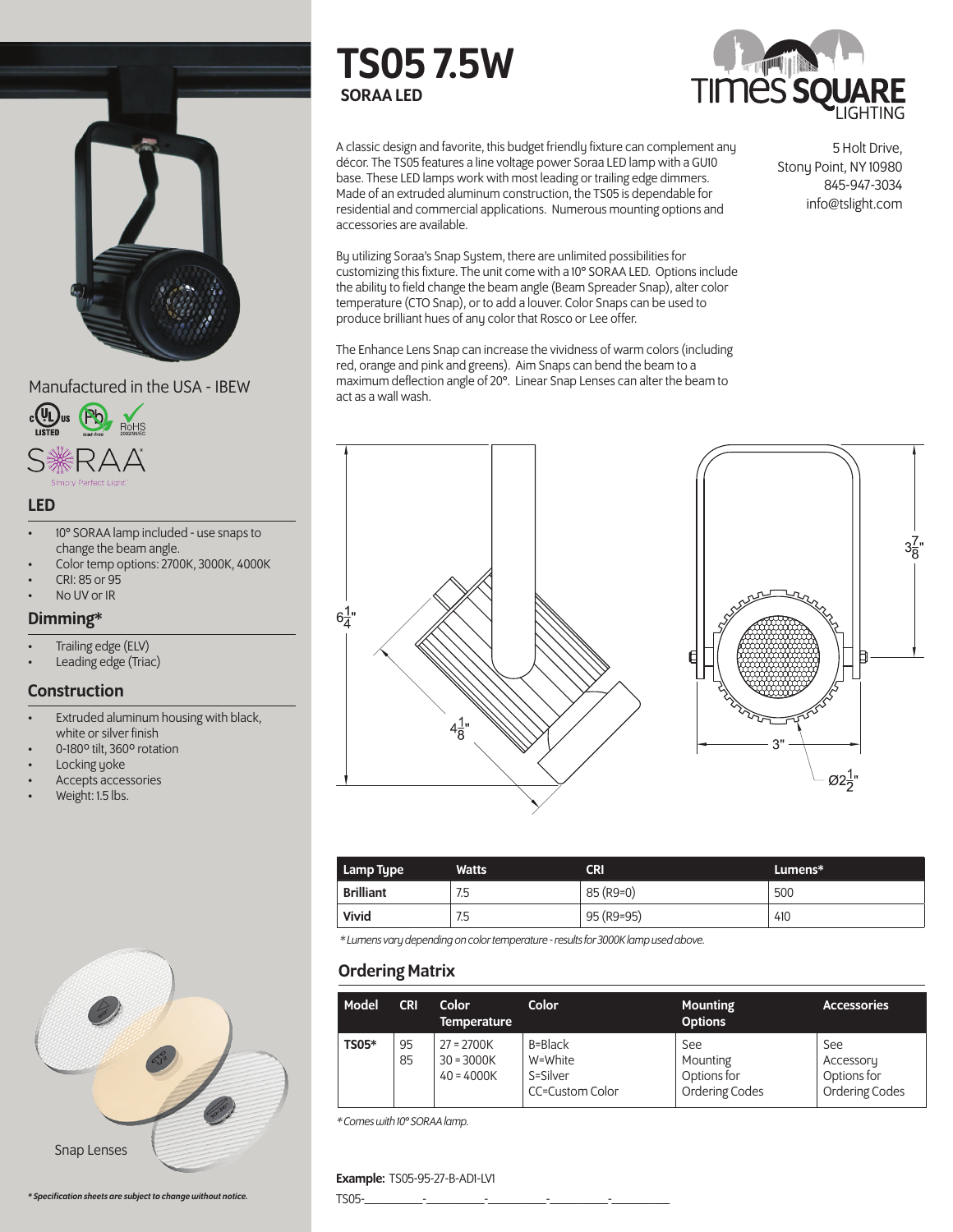# TS05 7.5W

## SORAA LED

A classic design and favorite, this budget friendly fixture can complement any décor. The TS05 features a line voltage power Soraa LED lamp with a GU10 base. These LED lamps work with most leading or trailing edge dimmers. Made of an extruded aluminum construction, the TS05 is dependable for residential and commercial applications. Numerous mounting options and accessories are available.

By utilizing Soraa's Snap System, there are unlimited possibilities for customizing this fixture. The unit come with a 10° SORAA LED. Options include the ability to field change the beam angle (Beam Spreader Snap), alter color temperature (CTO Snap), or to add a louver. Color Snaps can be used to produce brilliant hues of any color that Rosco or Lee offer.

The Enhance Lens Snap can increase the vividness of warm colors (including red, orange and pink and greens). Aim Snaps can bend the beam to a maximum deflection angle of 20°. Linear Snap Lenses can alter the beam to act as a wall wash.

5 Holt Drive,
Stony Point, NY 10980
845-947-3034
info@tslight.com

Manufactured in the USA - IBEW

### LED

- 10° SORAA lamp included - use snaps to change the beam angle.
- Color temp options: 2700K, 3000K, 4000K
- CRI: 85 or 95
- No UV or IR

### Dimming*

- Trailing edge (ELV)
- Leading edge (Triac)

### Construction

- Extruded aluminum housing with black, white or silver finish
- 0-180º tilt, 360º rotation
- Locking yoke
- Accepts accessories
- Weight: 1.5 lbs.

6 1/4" | 4 1/8" | 3 7/8" | 3" | Ø2 1/2"

| Lamp Type | Watts | CRI | Lumens* |
|---|---|---|---|
| **Brilliant** | 7.5 | 85 (R9=0) | 500 |
| **Vivid** | 7.5 | 95 (R9=95) | 410 |

*\* Lumens vary depending on color temperature - results for 3000K lamp used above.*

## Ordering Matrix

| Model | CRI | Color Temperature | Color | Mounting Options | Accessories |
|---|---|---|---|---|---|
| **TS05*** | 95<br>85 | 27 = 2700K<br>30 = 3000K<br>40 = 4000K | B=Black<br>W=White<br>S=Silver<br>CC=Custom Color | See Mounting Options for Ordering Codes | See Accessory Options for Ordering Codes |

*\* Comes with 10° SORAA lamp.*

**Example:** TS05-95-27-B-AD1-LV1

TS05-\_\_\_\_\_\_\_\_\_\_-\_\_\_\_\_\_\_\_\_\_-\_\_\_\_\_\_\_\_\_\_-\_\_\_\_\_\_\_\_\_\_-\_\_\_\_\_\_\_\_\_\_

Snap Lenses

***\* Specification sheets are subject to change without notice.***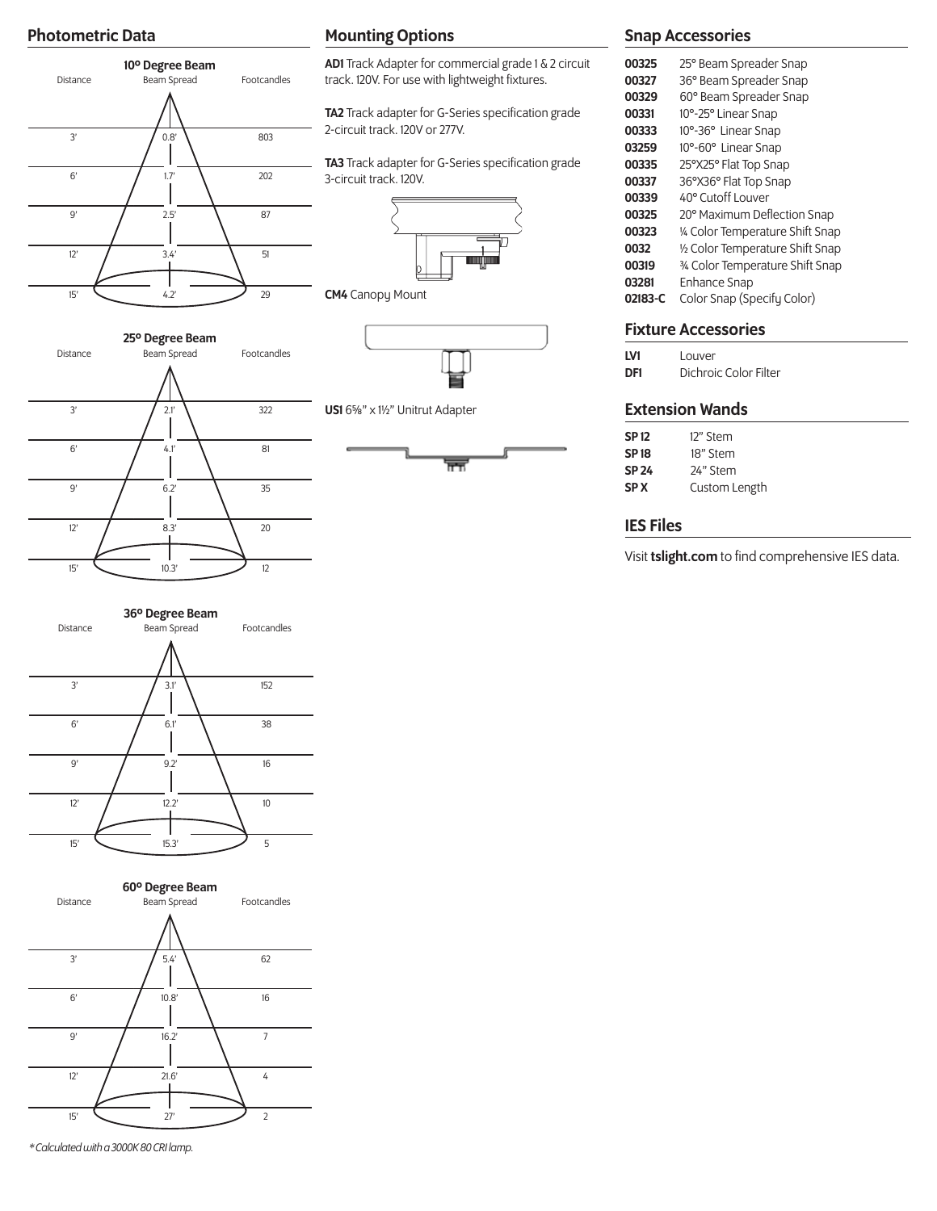## Photometric Data

**10º Degree Beam**

Distance | Beam Spread | Footcandles

3' | 0.8' | 803

6' | 1.7' | 202

9' | 2.5' | 87

12' | 3.4' | 51

15' | 4.2' | 29

**25º Degree Beam**

Distance | Beam Spread | Footcandles

3' | 2.1' | 322

6' | 4.1' | 81

9' | 6.2' | 35

12' | 8.3' | 20

15' | 10.3' | 12

**36º Degree Beam**

Distance | Beam Spread | Footcandles

3' | 3.1' | 152

6' | 6.1' | 38

9' | 9.2' | 16

12' | 12.2' | 10

15' | 15.3' | 5

**60º Degree Beam**

Distance | Beam Spread | Footcandles

3' | 5.4' | 62

6' | 10.8' | 16

9' | 16.2' | 7

12' | 21.6' | 4

15' | 27' | 2

*\*Calculated with a 3000K 80 CRI lamp.*

## Mounting Options

**AD1** Track Adapter for commercial grade 1 & 2 circuit track. 120V. For use with lightweight fixtures.

**TA2** Track adapter for G-Series specification grade 2-circuit track. 120V or 277V.

**TA3** Track adapter for G-Series specification grade 3-circuit track. 120V.

**CM4** Canopy Mount

**US1** 6⅝" x 1½" Unitrut Adapter

## Snap Accessories

| | |
|---|---|
| **00325** | 25° Beam Spreader Snap |
| **00327** | 36° Beam Spreader Snap |
| **00329** | 60° Beam Spreader Snap |
| **00331** | 10°-25° Linear Snap |
| **00333** | 10°-36° Linear Snap |
| **03259** | 10°-60° Linear Snap |
| **00335** | 25°X25° Flat Top Snap |
| **00337** | 36°X36° Flat Top Snap |
| **00339** | 40° Cutoff Louver |
| **00325** | 20° Maximum Deflection Snap |
| **00323** | ¼ Color Temperature Shift Snap |
| **0032** | ½ Color Temperature Shift Snap |
| **00319** | ¾ Color Temperature Shift Snap |
| **03281** | Enhance Snap |
| **02183-C** | Color Snap (Specify Color) |

## Fixture Accessories

| | |
|---|---|
| **LV1** | Louver |
| **DF1** | Dichroic Color Filter |

## Extension Wands

| | |
|---|---|
| **SP 12** | 12" Stem |
| **SP 18** | 18" Stem |
| **SP 24** | 24" Stem |
| **SP X** | Custom Length |

## IES Files

Visit **tslight.com** to find comprehensive IES data.